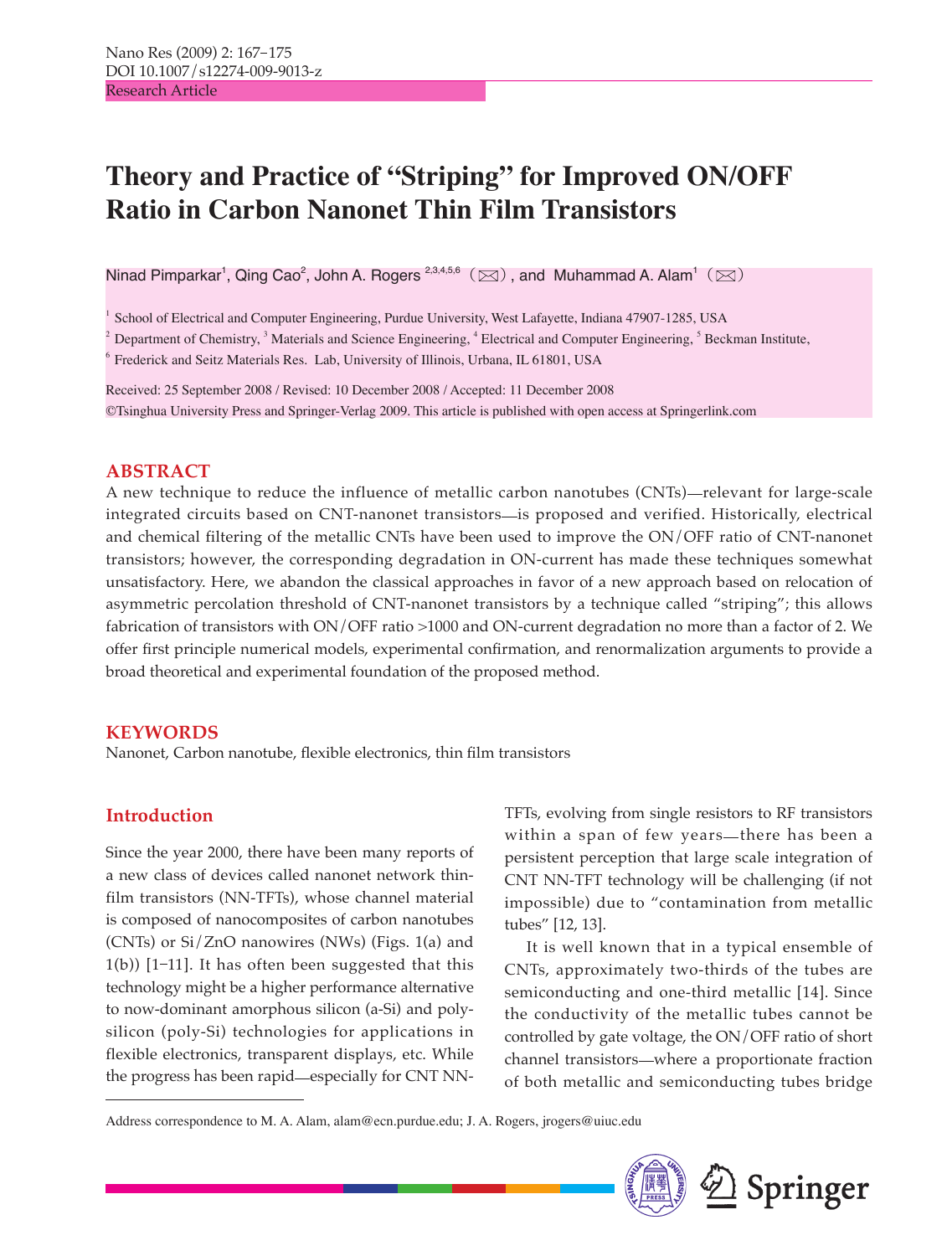Research Article

# Theory and Practice of "Striping" for Improved ON/OFF Ratio in Carbon Nanonet Thin Film Transistors

Ninad Pimparkar[1], Qing Cao[2], John A. Rogers [2,3,4,5,6] (✉), and Muhammad A. Alam[1] (✉)

[1] School of Electrical and Computer Engineering, Purdue University, West Lafayette, Indiana 47907-1285, USA

[2] Department of Chemistry, [3] Materials and Science Engineering, [4] Electrical and Computer Engineering, [5] Beckman Institute,

[6] Frederick and Seitz Materials Res. Lab, University of Illinois, Urbana, IL 61801, USA

Received: 25 September 2008 / Revised: 10 December 2008 / Accepted: 11 December 2008

©Tsinghua University Press and Springer-Verlag 2009. This article is published with open access at Springerlink.com

## ABSTRACT

A new technique to reduce the influence of metallic carbon nanotubes (CNTs)—relevant for large-scale integrated circuits based on CNT-nanonet transistors—is proposed and verified. Historically, electrical and chemical filtering of the metallic CNTs have been used to improve the ON/OFF ratio of CNT-nanonet transistors; however, the corresponding degradation in ON-current has made these techniques somewhat unsatisfactory. Here, we abandon the classical approaches in favor of a new approach based on relocation of asymmetric percolation threshold of CNT-nanonet transistors by a technique called "striping"; this allows fabrication of transistors with ON/OFF ratio >1000 and ON-current degradation no more than a factor of 2. We offer first principle numerical models, experimental confirmation, and renormalization arguments to provide a broad theoretical and experimental foundation of the proposed method.

## KEYWORDS

Nanonet, Carbon nanotube, flexible electronics, thin film transistors

## Introduction

Since the year 2000, there have been many reports of a new class of devices called nanonet network thin-film transistors (NN-TFTs), whose channel material is composed of nanocomposites of carbon nanotubes (CNTs) or Si/ZnO nanowires (NWs) (Figs. 1(a) and 1(b)) [1–11]. It has often been suggested that this technology might be a higher performance alternative to now-dominant amorphous silicon (a-Si) and poly-silicon (poly-Si) technologies for applications in flexible electronics, transparent displays, etc. While the progress has been rapid—especially for CNT NN-TFTs, evolving from single resistors to RF transistors within a span of few years—there has been a persistent perception that large scale integration of CNT NN-TFT technology will be challenging (if not impossible) due to "contamination from metallic tubes" [12, 13].

It is well known that in a typical ensemble of CNTs, approximately two-thirds of the tubes are semiconducting and one-third metallic [14]. Since the conductivity of the metallic tubes cannot be controlled by gate voltage, the ON/OFF ratio of short channel transistors—where a proportionate fraction of both metallic and semiconducting tubes bridge

Address correspondence to M. A. Alam, alam@ecn.purdue.edu; J. A. Rogers, jrogers@uiuc.edu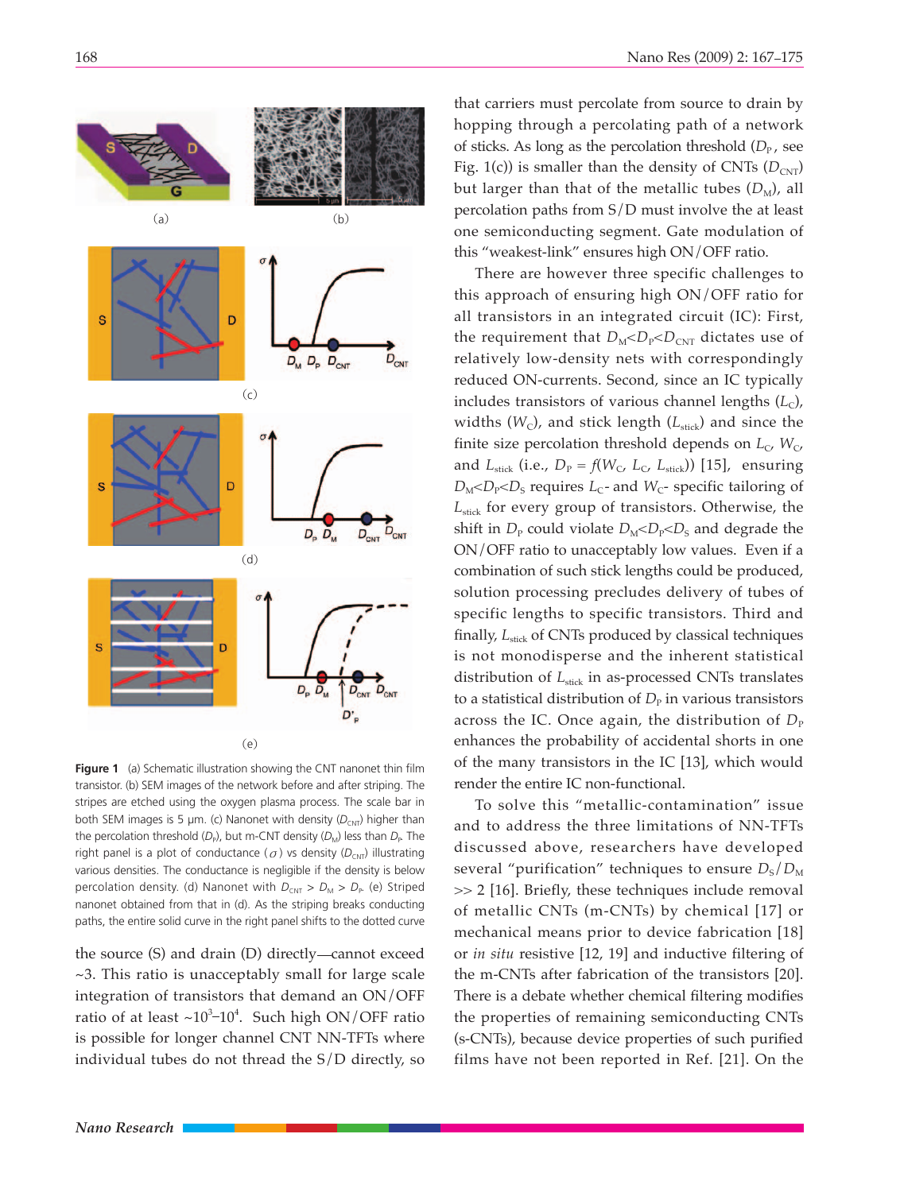Figure 1 (a) Schematic illustration showing the CNT nanonet thin film transistor. (b) SEM images of the network before and after striping. The stripes are etched using the oxygen plasma process. The scale bar in both SEM images is 5 μm. (c) Nanonet with density ($D_{CNT}$) higher than the percolation threshold ($D_P$), but m-CNT density ($D_M$) less than $D_P$. The right panel is a plot of conductance ($\sigma$) vs density ($D_{CNT}$) illustrating various densities. The conductance is negligible if the density is below percolation density. (d) Nanonet with $D_{CNT} > D_M > D_P$. (e) Striped nanonet obtained from that in (d). As the striping breaks conducting paths, the entire solid curve in the right panel shifts to the dotted curve

the source (S) and drain (D) directly—cannot exceed ~3. This ratio is unacceptably small for large scale integration of transistors that demand an ON/OFF ratio of at least ~$10^3$–$10^4$. Such high ON/OFF ratio is possible for longer channel CNT NN-TFTs where individual tubes do not thread the S/D directly, so that carriers must percolate from source to drain by hopping through a percolating path of a network of sticks. As long as the percolation threshold ($D_P$, see Fig. 1(c)) is smaller than the density of CNTs ($D_{CNT}$) but larger than that of the metallic tubes ($D_M$), all percolation paths from S/D must involve the at least one semiconducting segment. Gate modulation of this "weakest-link" ensures high ON/OFF ratio.

There are however three specific challenges to this approach of ensuring high ON/OFF ratio for all transistors in an integrated circuit (IC): First, the requirement that $D_M<D_P<D_{CNT}$ dictates use of relatively low-density nets with correspondingly reduced ON-currents. Second, since an IC typically includes transistors of various channel lengths ($L_C$), widths ($W_C$), and stick length ($L_{stick}$) and since the finite size percolation threshold depends on $L_C$, $W_C$, and $L_{stick}$ (i.e., $D_P = f(W_C, L_C, L_{stick})$) [15], ensuring $D_M<D_P<D_S$ requires $L_C$- and $W_C$- specific tailoring of $L_{stick}$ for every group of transistors. Otherwise, the shift in $D_P$ could violate $D_M<D_P<D_S$ and degrade the ON/OFF ratio to unacceptably low values. Even if a combination of such stick lengths could be produced, solution processing precludes delivery of tubes of specific lengths to specific transistors. Third and finally, $L_{stick}$ of CNTs produced by classical techniques is not monodisperse and the inherent statistical distribution of $L_{stick}$ in as-processed CNTs translates to a statistical distribution of $D_P$ in various transistors across the IC. Once again, the distribution of $D_P$ enhances the probability of accidental shorts in one of the many transistors in the IC [13], which would render the entire IC non-functional.

To solve this "metallic-contamination" issue and to address the three limitations of NN-TFTs discussed above, researchers have developed several "purification" techniques to ensure $D_S/D_M >> 2$ [16]. Briefly, these techniques include removal of metallic CNTs (m-CNTs) by chemical [17] or mechanical means prior to device fabrication [18] or *in situ* resistive [12, 19] and inductive filtering of the m-CNTs after fabrication of the transistors [20]. There is a debate whether chemical filtering modifies the properties of remaining semiconducting CNTs (s-CNTs), because device properties of such purified films have not been reported in Ref. [21]. On the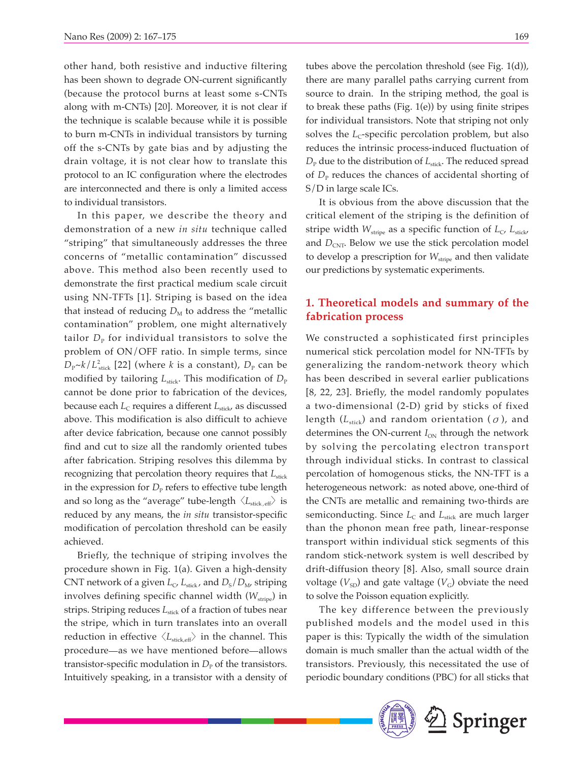other hand, both resistive and inductive filtering has been shown to degrade ON-current significantly (because the protocol burns at least some s-CNTs along with m-CNTs) [20]. Moreover, it is not clear if the technique is scalable because while it is possible to burn m-CNTs in individual transistors by turning off the s-CNTs by gate bias and by adjusting the drain voltage, it is not clear how to translate this protocol to an IC configuration where the electrodes are interconnected and there is only a limited access to individual transistors.

In this paper, we describe the theory and demonstration of a new *in situ* technique called "striping" that simultaneously addresses the three concerns of "metallic contamination" discussed above. This method also been recently used to demonstrate the first practical medium scale circuit using NN-TFTs [1]. Striping is based on the idea that instead of reducing $D_M$ to address the "metallic contamination" problem, one might alternatively tailor $D_P$ for individual transistors to solve the problem of ON/OFF ratio. In simple terms, since $D_P \sim k/L^2_{stick}$ [22] (where $k$ is a constant), $D_P$ can be modified by tailoring $L_{stick}$. This modification of $D_P$ cannot be done prior to fabrication of the devices, because each $L_C$ requires a different $L_{stick}$, as discussed above. This modification is also difficult to achieve after device fabrication, because one cannot possibly find and cut to size all the randomly oriented tubes after fabrication. Striping resolves this dilemma by recognizing that percolation theory requires that $L_{stick}$ in the expression for $D_P$ refers to effective tube length and so long as the "average" tube-length $\langle L_{stick,eff} \rangle$ is reduced by any means, the *in situ* transistor-specific modification of percolation threshold can be easily achieved.

Briefly, the technique of striping involves the procedure shown in Fig. 1(a). Given a high-density CNT network of a given $L_C$, $L_{stick}$, and $D_S/D_M$, striping involves defining specific channel width ($W_{stripe}$) in strips. Striping reduces $L_{stick}$ of a fraction of tubes near the stripe, which in turn translates into an overall reduction in effective $\langle L_{stick,eff} \rangle$ in the channel. This procedure—as we have mentioned before—allows transistor-specific modulation in $D_P$ of the transistors. Intuitively speaking, in a transistor with a density of tubes above the percolation threshold (see Fig. 1(d)), there are many parallel paths carrying current from source to drain. In the striping method, the goal is to break these paths (Fig. 1(e)) by using finite stripes for individual transistors. Note that striping not only solves the $L_C$-specific percolation problem, but also reduces the intrinsic process-induced fluctuation of $D_P$ due to the distribution of $L_{stick}$. The reduced spread of $D_P$ reduces the chances of accidental shorting of S/D in large scale ICs.

It is obvious from the above discussion that the critical element of the striping is the definition of stripe width $W_{stripe}$ as a specific function of $L_C$, $L_{stick}$, and $D_{CNT}$. Below we use the stick percolation model to develop a prescription for $W_{stripe}$ and then validate our predictions by systematic experiments.

## 1. Theoretical models and summary of the fabrication process

We constructed a sophisticated first principles numerical stick percolation model for NN-TFTs by generalizing the random-network theory which has been described in several earlier publications [8, 22, 23]. Briefly, the model randomly populates a two-dimensional (2-D) grid by sticks of fixed length ($L_{stick}$) and random orientation ($\sigma$), and determines the ON-current $I_{ON}$ through the network by solving the percolating electron transport through individual sticks. In contrast to classical percolation of homogenous sticks, the NN-TFT is a heterogeneous network: as noted above, one-third of the CNTs are metallic and remaining two-thirds are semiconducting. Since $L_C$ and $L_{stick}$ are much larger than the phonon mean free path, linear-response transport within individual stick segments of this random stick-network system is well described by drift-diffusion theory [8]. Also, small source drain voltage ($V_{SD}$) and gate valtage ($V_G$) obviate the need to solve the Poisson equation explicitly.

The key difference between the previously published models and the model used in this paper is this: Typically the width of the simulation domain is much smaller than the actual width of the transistors. Previously, this necessitated the use of periodic boundary conditions (PBC) for all sticks that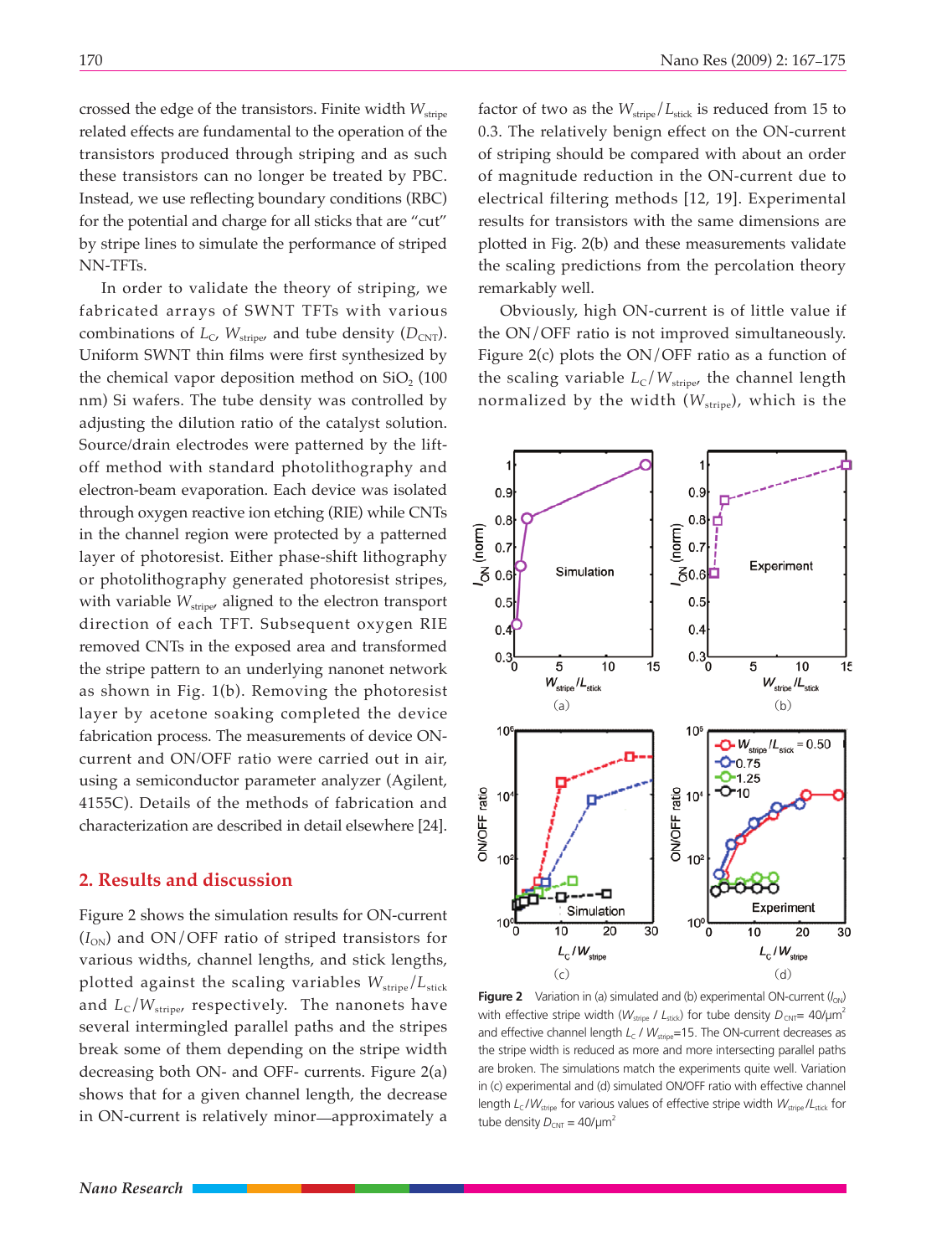crossed the edge of the transistors. Finite width $W_{stripe}$ related effects are fundamental to the operation of the transistors produced through striping and as such these transistors can no longer be treated by PBC. Instead, we use reflecting boundary conditions (RBC) for the potential and charge for all sticks that are "cut" by stripe lines to simulate the performance of striped NN-TFTs.

In order to validate the theory of striping, we fabricated arrays of SWNT TFTs with various combinations of $L_C$, $W_{stripe}$, and tube density ($D_{CNT}$). Uniform SWNT thin films were first synthesized by the chemical vapor deposition method on $SiO_2$ (100 nm) Si wafers. The tube density was controlled by adjusting the dilution ratio of the catalyst solution. Source/drain electrodes were patterned by the lift-off method with standard photolithography and electron-beam evaporation. Each device was isolated through oxygen reactive ion etching (RIE) while CNTs in the channel region were protected by a patterned layer of photoresist. Either phase-shift lithography or photolithography generated photoresist stripes, with variable $W_{stripe}$, aligned to the electron transport direction of each TFT. Subsequent oxygen RIE removed CNTs in the exposed area and transformed the stripe pattern to an underlying nanonet network as shown in Fig. 1(b). Removing the photoresist layer by acetone soaking completed the device fabrication process. The measurements of device ON-current and ON/OFF ratio were carried out in air, using a semiconductor parameter analyzer (Agilent, 4155C). Details of the methods of fabrication and characterization are described in detail elsewhere [24].

## 2. Results and discussion

Figure 2 shows the simulation results for ON-current ($I_{ON}$) and ON/OFF ratio of striped transistors for various widths, channel lengths, and stick lengths, plotted against the scaling variables $W_{stripe}/L_{stick}$ and $L_C/W_{stripe}$, respectively. The nanonets have several intermingled parallel paths and the stripes break some of them depending on the stripe width decreasing both ON- and OFF- currents. Figure 2(a) shows that for a given channel length, the decrease in ON-current is relatively minor—approximately a factor of two as the $W_{stripe}/L_{stick}$ is reduced from 15 to 0.3. The relatively benign effect on the ON-current of striping should be compared with about an order of magnitude reduction in the ON-current due to electrical filtering methods [12, 19]. Experimental results for transistors with the same dimensions are plotted in Fig. 2(b) and these measurements validate the scaling predictions from the percolation theory remarkably well.

Obviously, high ON-current is of little value if the ON/OFF ratio is not improved simultaneously. Figure 2(c) plots the ON/OFF ratio as a function of the scaling variable $L_C/W_{stripe}$, the channel length normalized by the width ($W_{stripe}$), which is the

**Figure 2** Variation in (a) simulated and (b) experimental ON-current ($I_{ON}$) with effective stripe width ($W_{stripe}$ / $L_{stick}$) for tube density $D_{CNT}$= 40/μm$^2$ and effective channel length $L_C$ / $W_{stripe}$=15. The ON-current decreases as the stripe width is reduced as more and more intersecting parallel paths are broken. The simulations match the experiments quite well. Variation in (c) experimental and (d) simulated ON/OFF ratio with effective channel length $L_C/W_{stripe}$ for various values of effective stripe width $W_{stripe}/L_{stick}$ for tube density $D_{CNT}$ = 40/μm$^2$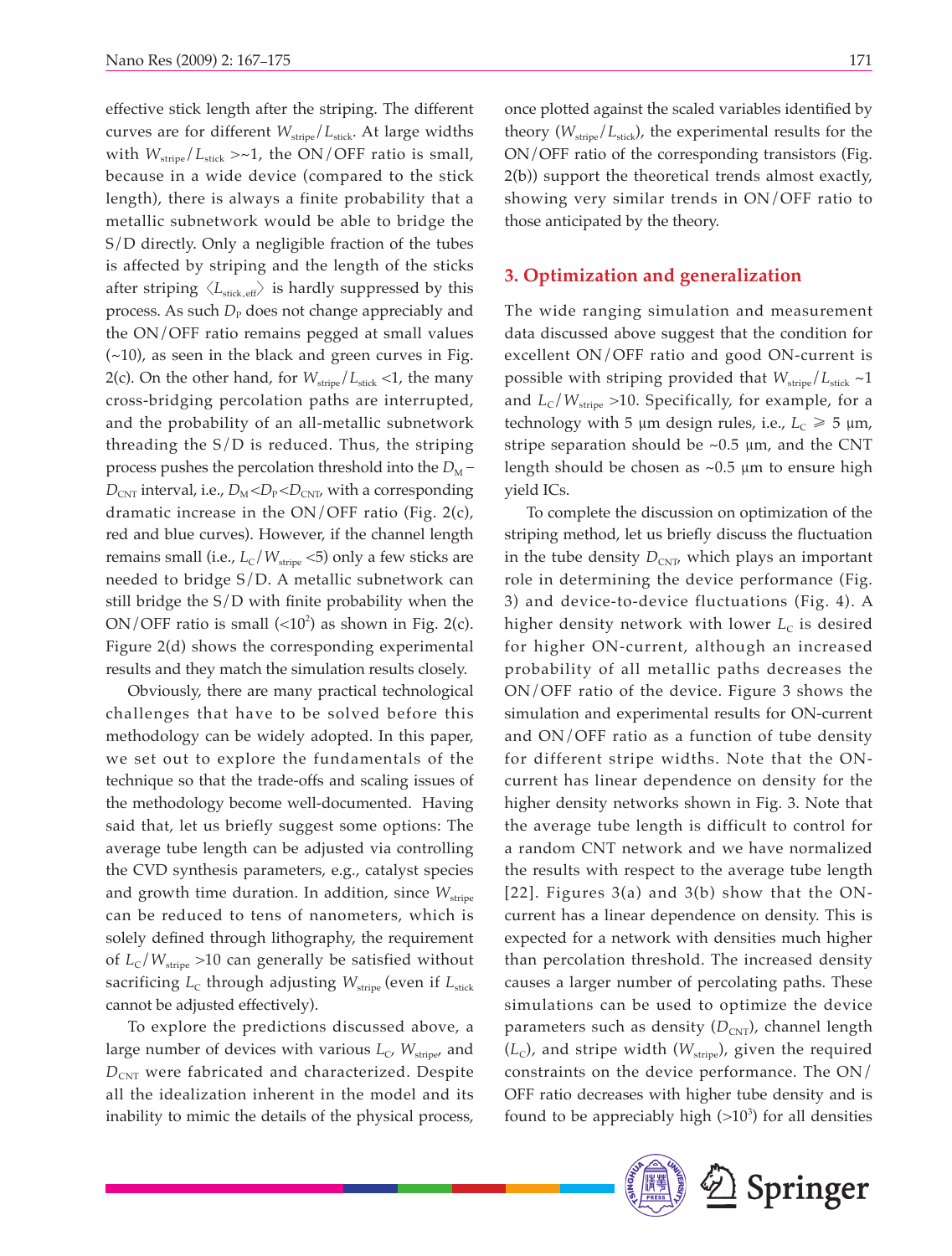effective stick length after the striping. The different curves are for different $W_{stripe}/L_{stick}$. At large widths with $W_{stripe}/L_{stick}$ >~1, the ON/OFF ratio is small, because in a wide device (compared to the stick length), there is always a finite probability that a metallic subnetwork would be able to bridge the S/D directly. Only a negligible fraction of the tubes is affected by striping and the length of the sticks after striping $\langle L_{stick,eff} \rangle$ is hardly suppressed by this process. As such $D_P$ does not change appreciably and the ON/OFF ratio remains pegged at small values (~10), as seen in the black and green curves in Fig. 2(c). On the other hand, for $W_{stripe}/L_{stick}$ <1, the many cross-bridging percolation paths are interrupted, and the probability of an all-metallic subnetwork threading the S/D is reduced. Thus, the striping process pushes the percolation threshold into the $D_M - D_{CNT}$ interval, i.e., $D_M < D_P < D_{CNT}$, with a corresponding dramatic increase in the ON/OFF ratio (Fig. 2(c), red and blue curves). However, if the channel length remains small (i.e., $L_C/W_{stripe}$ <5) only a few sticks are needed to bridge S/D. A metallic subnetwork can still bridge the S/D with finite probability when the ON/OFF ratio is small ($<10^2$) as shown in Fig. 2(c). Figure 2(d) shows the corresponding experimental results and they match the simulation results closely.

Obviously, there are many practical technological challenges that have to be solved before this methodology can be widely adopted. In this paper, we set out to explore the fundamentals of the technique so that the trade-offs and scaling issues of the methodology become well-documented. Having said that, let us briefly suggest some options: The average tube length can be adjusted via controlling the CVD synthesis parameters, e.g., catalyst species and growth time duration. In addition, since $W_{stripe}$ can be reduced to tens of nanometers, which is solely defined through lithography, the requirement of $L_C/W_{stripe}$ >10 can generally be satisfied without sacrificing $L_C$ through adjusting $W_{stripe}$ (even if $L_{stick}$ cannot be adjusted effectively).

To explore the predictions discussed above, a large number of devices with various $L_C$, $W_{stripe}$, and $D_{CNT}$ were fabricated and characterized. Despite all the idealization inherent in the model and its inability to mimic the details of the physical process, once plotted against the scaled variables identified by theory ($W_{stripe}/L_{stick}$), the experimental results for the ON/OFF ratio of the corresponding transistors (Fig. 2(b)) support the theoretical trends almost exactly, showing very similar trends in ON/OFF ratio to those anticipated by the theory.

## 3. Optimization and generalization

The wide ranging simulation and measurement data discussed above suggest that the condition for excellent ON/OFF ratio and good ON-current is possible with striping provided that $W_{stripe}/L_{stick}$ ~1 and $L_C/W_{stripe}$ >10. Specifically, for example, for a technology with 5 μm design rules, i.e., $L_C \geqslant 5$ μm, stripe separation should be ~0.5 μm, and the CNT length should be chosen as ~0.5 μm to ensure high yield ICs.

To complete the discussion on optimization of the striping method, let us briefly discuss the fluctuation in the tube density $D_{CNT}$, which plays an important role in determining the device performance (Fig. 3) and device-to-device fluctuations (Fig. 4). A higher density network with lower $L_C$ is desired for higher ON-current, although an increased probability of all metallic paths decreases the ON/OFF ratio of the device. Figure 3 shows the simulation and experimental results for ON-current and ON/OFF ratio as a function of tube density for different stripe widths. Note that the ON-current has linear dependence on density for the higher density networks shown in Fig. 3. Note that the average tube length is difficult to control for a random CNT network and we have normalized the results with respect to the average tube length [22]. Figures 3(a) and 3(b) show that the ON-current has a linear dependence on density. This is expected for a network with densities much higher than percolation threshold. The increased density causes a larger number of percolating paths. These simulations can be used to optimize the device parameters such as density ($D_{CNT}$), channel length ($L_C$), and stripe width ($W_{stripe}$), given the required constraints on the device performance. The ON/OFF ratio decreases with higher tube density and is found to be appreciably high ($>10^3$) for all densities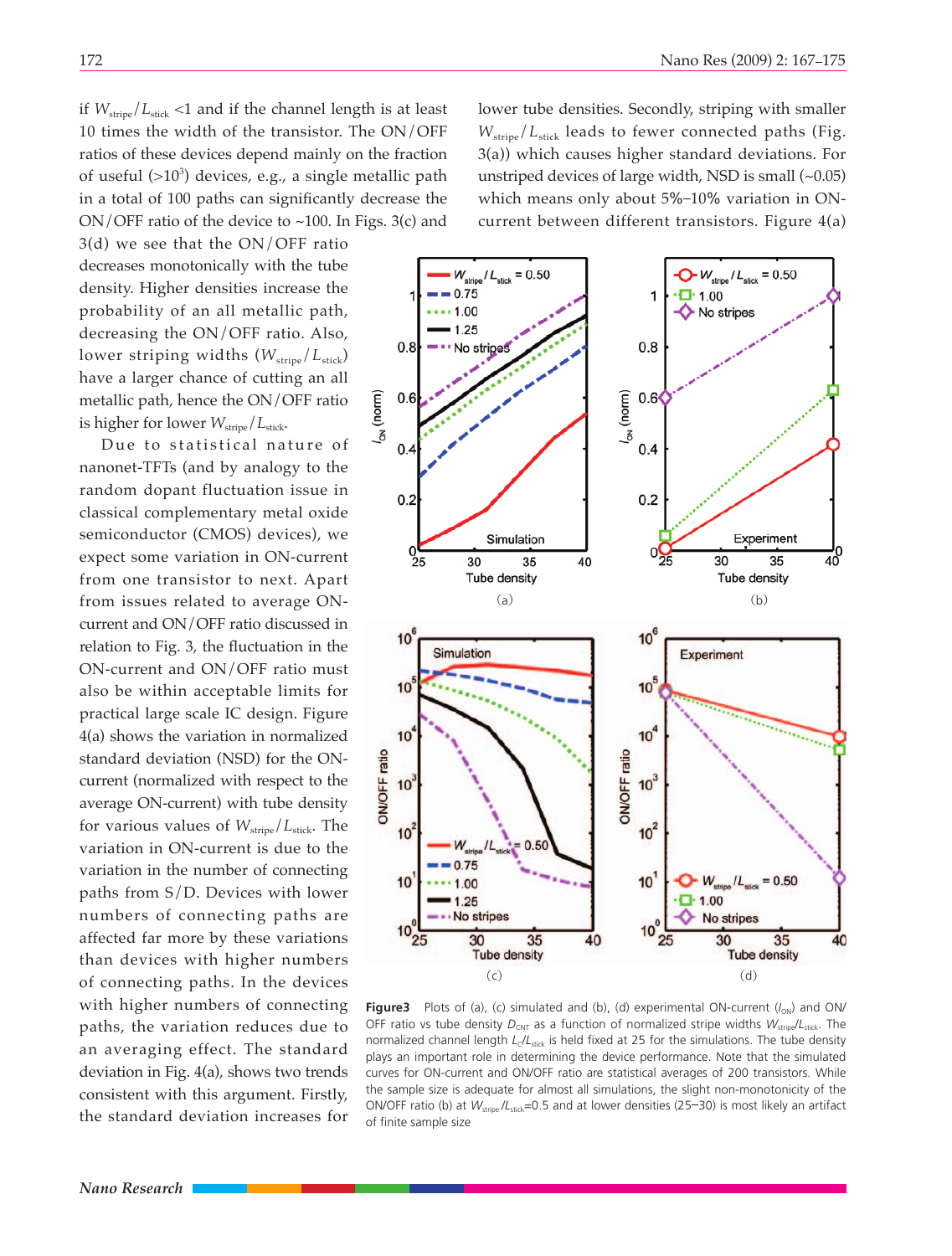if $W_{stripe}/L_{stick}$ <1 and if the channel length is at least 10 times the width of the transistor. The ON/OFF ratios of these devices depend mainly on the fraction of useful (>$10^3$) devices, e.g., a single metallic path in a total of 100 paths can significantly decrease the ON/OFF ratio of the device to ~100. In Figs. 3(c) and 3(d) we see that the ON/OFF ratio decreases monotonically with the tube density. Higher densities increase the probability of an all metallic path, decreasing the ON/OFF ratio. Also, lower striping widths ($W_{stripe}/L_{stick}$) have a larger chance of cutting an all metallic path, hence the ON/OFF ratio is higher for lower $W_{stripe}/L_{stick}$.

Due to statistical nature of nanonet-TFTs (and by analogy to the random dopant fluctuation issue in classical complementary metal oxide semiconductor (CMOS) devices), we expect some variation in ON-current from one transistor to next. Apart from issues related to average ON-current and ON/OFF ratio discussed in relation to Fig. 3, the fluctuation in the ON-current and ON/OFF ratio must also be within acceptable limits for practical large scale IC design. Figure 4(a) shows the variation in normalized standard deviation (NSD) for the ON-current (normalized with respect to the average ON-current) with tube density for various values of $W_{stripe}/L_{stick}$. The variation in ON-current is due to the variation in the number of connecting paths from S/D. Devices with lower numbers of connecting paths are affected far more by these variations than devices with higher numbers of connecting paths. In the devices with higher numbers of connecting paths, the variation reduces due to an averaging effect. The standard deviation in Fig. 4(a), shows two trends consistent with this argument. Firstly, the standard deviation increases for lower tube densities. Secondly, striping with smaller $W_{stripe}/L_{stick}$ leads to fewer connected paths (Fig. 3(a)) which causes higher standard deviations. For unstriped devices of large width, NSD is small (~0.05) which means only about 5%–10% variation in ON-current between different transistors. Figure 4(a)

**Figure3** Plots of (a), (c) simulated and (b), (d) experimental ON-current ($I_{ON}$) and ON/OFF ratio vs tube density $D_{CNT}$ as a function of normalized stripe widths $W_{stripe}/L_{stick}$. The normalized channel length $L_c/L_{stick}$ is held fixed at 25 for the simulations. The tube density plays an important role in determining the device performance. Note that the simulated curves for ON-current and ON/OFF ratio are statistical averages of 200 transistors. While the sample size is adequate for almost all simulations, the slight non-monotonicity of the ON/OFF ratio (b) at $W_{stripe}/L_{stick}$=0.5 and at lower densities (25–30) is most likely an artifact of finite sample size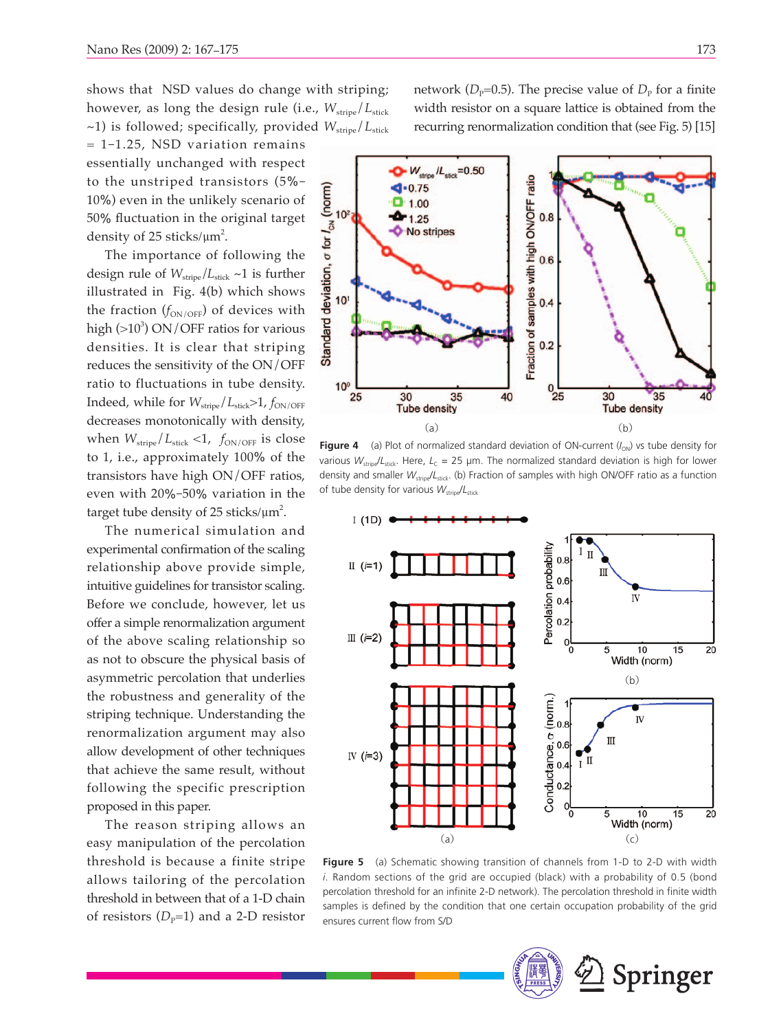shows that NSD values do change with striping; however, as long as the design rule (i.e., $W_{stripe}/L_{stick}$ ~1) is followed; specifically, provided $W_{stripe}/L_{stick}$ = 1–1.25, NSD variation remains essentially unchanged with respect to the unstriped transistors (5%–10%) even in the unlikely scenario of 50% fluctuation in the original target density of 25 sticks/μm$^2$.

The importance of following the design rule of $W_{stripe}/L_{stick}$ ~1 is further illustrated in Fig. 4(b) which shows the fraction ($f_{ON/OFF}$) of devices with high (>$10^3$) ON/OFF ratios for various densities. It is clear that striping reduces the sensitivity of the ON/OFF ratio to fluctuations in tube density. Indeed, while for $W_{stripe}/L_{stick}$>1, $f_{ON/OFF}$ decreases monotonically with density, when $W_{stripe}/L_{stick}$ <1, $f_{ON/OFF}$ is close to 1, i.e., approximately 100% of the transistors have high ON/OFF ratios, even with 20%–50% variation in the target tube density of 25 sticks/μm$^2$.

The numerical simulation and experimental confirmation of the scaling relationship above provide simple, intuitive guidelines for transistor scaling. Before we conclude, however, let us offer a simple renormalization argument of the above scaling relationship so as not to obscure the physical basis of asymmetric percolation that underlies the robustness and generality of the striping technique. Understanding the renormalization argument may also allow development of other techniques that achieve the same result, without following the specific prescription proposed in this paper.

The reason striping allows an easy manipulation of the percolation threshold is because a finite stripe allows tailoring of the percolation threshold in between that of a 1-D chain of resistors ($D_P$=1) and a 2-D resistor network ($D_P$=0.5). The precise value of $D_P$ for a finite width resistor on a square lattice is obtained from the recurring renormalization condition that (see Fig. 5) [15]

**Figure 4** (a) Plot of normalized standard deviation of ON-current ($I_{ON}$) vs tube density for various $W_{stripe}/L_{stick}$. Here, $L_C$ = 25 μm. The normalized standard deviation is high for lower density and smaller $W_{stripe}/L_{stick}$. (b) Fraction of samples with high ON/OFF ratio as a function of tube density for various $W_{stripe}/L_{stick}$

**Figure 5** (a) Schematic showing transition of channels from 1-D to 2-D with width $i$. Random sections of the grid are occupied (black) with a probability of 0.5 (bond percolation threshold for an infinite 2-D network). The percolation threshold in finite width samples is defined by the condition that one certain occupation probability of the grid ensures current flow from S/D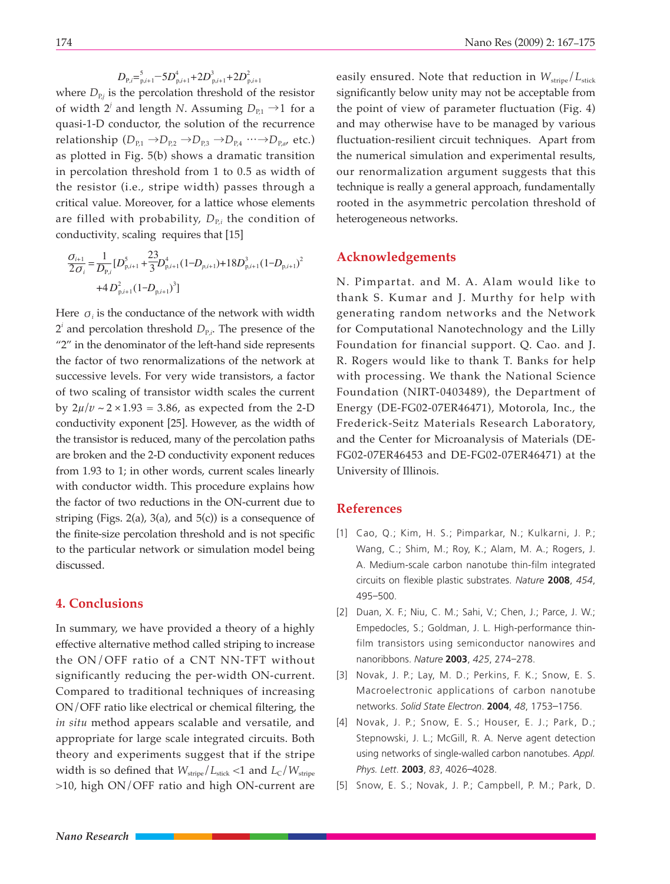$$D_{P,i} = D^5_{p,i+1} - 5D^4_{p,i+1} + 2D^3_{p,i+1} + 2D^2_{p,i+1}$$

where $D_{P,j}$ is the percolation threshold of the resistor of width $2^j$ and length $N$. Assuming $D_{P,1} \rightarrow 1$ for a quasi-1-D conductor, the solution of the recurrence relationship ($D_{P,1} \rightarrow D_{P,2} \rightarrow D_{P,3} \rightarrow D_{P,4} \cdots \rightarrow D_{P,a}$, etc.) as plotted in Fig. 5(b) shows a dramatic transition in percolation threshold from 1 to 0.5 as width of the resistor (i.e., stripe width) passes through a critical value. Moreover, for a lattice whose elements are filled with probability, $D_{P,i}$ the condition of conductivity, scaling requires that [15]

$$\frac{\sigma_{i+1}}{2\sigma_i} = \frac{1}{D_{P,i}}[D^5_{p,i+1} + \frac{23}{3}D^4_{p,i+1}(1-D_{p,i+1}) + 18D^3_{p,i+1}(1-D_{p,i+1})^2 + 4D^2_{p,i+1}(1-D_{p,i+1})^3]$$

Here $\sigma_i$ is the conductance of the network with width $2^i$ and percolation threshold $D_{P,i}$. The presence of the "2" in the denominator of the left-hand side represents the factor of two renormalizations of the network at successive levels. For very wide transistors, a factor of two scaling of transistor width scales the current by $2\mu/v \sim 2 \times 1.93 = 3.86$, as expected from the 2-D conductivity exponent [25]. However, as the width of the transistor is reduced, many of the percolation paths are broken and the 2-D conductivity exponent reduces from 1.93 to 1; in other words, current scales linearly with conductor width. This procedure explains how the factor of two reductions in the ON-current due to striping (Figs. 2(a), 3(a), and 5(c)) is a consequence of the finite-size percolation threshold and is not specific to the particular network or simulation model being discussed.

## 4. Conclusions

In summary, we have provided a theory of a highly effective alternative method called striping to increase the ON/OFF ratio of a CNT NN-TFT without significantly reducing the per-width ON-current. Compared to traditional techniques of increasing ON/OFF ratio like electrical or chemical filtering, the *in situ* method appears scalable and versatile, and appropriate for large scale integrated circuits. Both theory and experiments suggest that if the stripe width is so defined that $W_{\text{stripe}}/L_{\text{stick}} < 1$ and $L_C/W_{\text{stripe}} > 10$, high ON/OFF ratio and high ON-current are easily ensured. Note that reduction in $W_{\text{stripe}}/L_{\text{stick}}$ significantly below unity may not be acceptable from the point of view of parameter fluctuation (Fig. 4) and may otherwise have to be managed by various fluctuation-resilient circuit techniques. Apart from the numerical simulation and experimental results, our renormalization argument suggests that this technique is really a general approach, fundamentally rooted in the asymmetric percolation threshold of heterogeneous networks.

## Acknowledgements

N. Pimpartat. and M. A. Alam would like to thank S. Kumar and J. Murthy for help with generating random networks and the Network for Computational Nanotechnology and the Lilly Foundation for financial support. Q. Cao. and J. R. Rogers would like to thank T. Banks for help with processing. We thank the National Science Foundation (NIRT-0403489), the Department of Energy (DE-FG02-07ER46471), Motorola, Inc., the Frederick-Seitz Materials Research Laboratory, and the Center for Microanalysis of Materials (DE-FG02-07ER46453 and DE-FG02-07ER46471) at the University of Illinois.

## References

[1] Cao, Q.; Kim, H. S.; Pimparkar, N.; Kulkarni, J. P.; Wang, C.; Shim, M.; Roy, K.; Alam, M. A.; Rogers, J. A. Medium-scale carbon nanotube thin-film integrated circuits on flexible plastic substrates. *Nature* **2008**, *454*, 495–500.

[2] Duan, X. F.; Niu, C. M.; Sahi, V.; Chen, J.; Parce, J. W.; Empedocles, S.; Goldman, J. L. High-performance thin-film transistors using semiconductor nanowires and nanoribbons. *Nature* **2003**, *425*, 274–278.

[3] Novak, J. P.; Lay, M. D.; Perkins, F. K.; Snow, E. S. Macroelectronic applications of carbon nanotube networks. *Solid State Electron*. **2004**, *48*, 1753–1756.

[4] Novak, J. P.; Snow, E. S.; Houser, E. J.; Park, D.; Stepnowski, J. L.; McGill, R. A. Nerve agent detection using networks of single-walled carbon nanotubes. *Appl. Phys. Lett*. **2003**, *83*, 4026–4028.

[5] Snow, E. S.; Novak, J. P.; Campbell, P. M.; Park, D.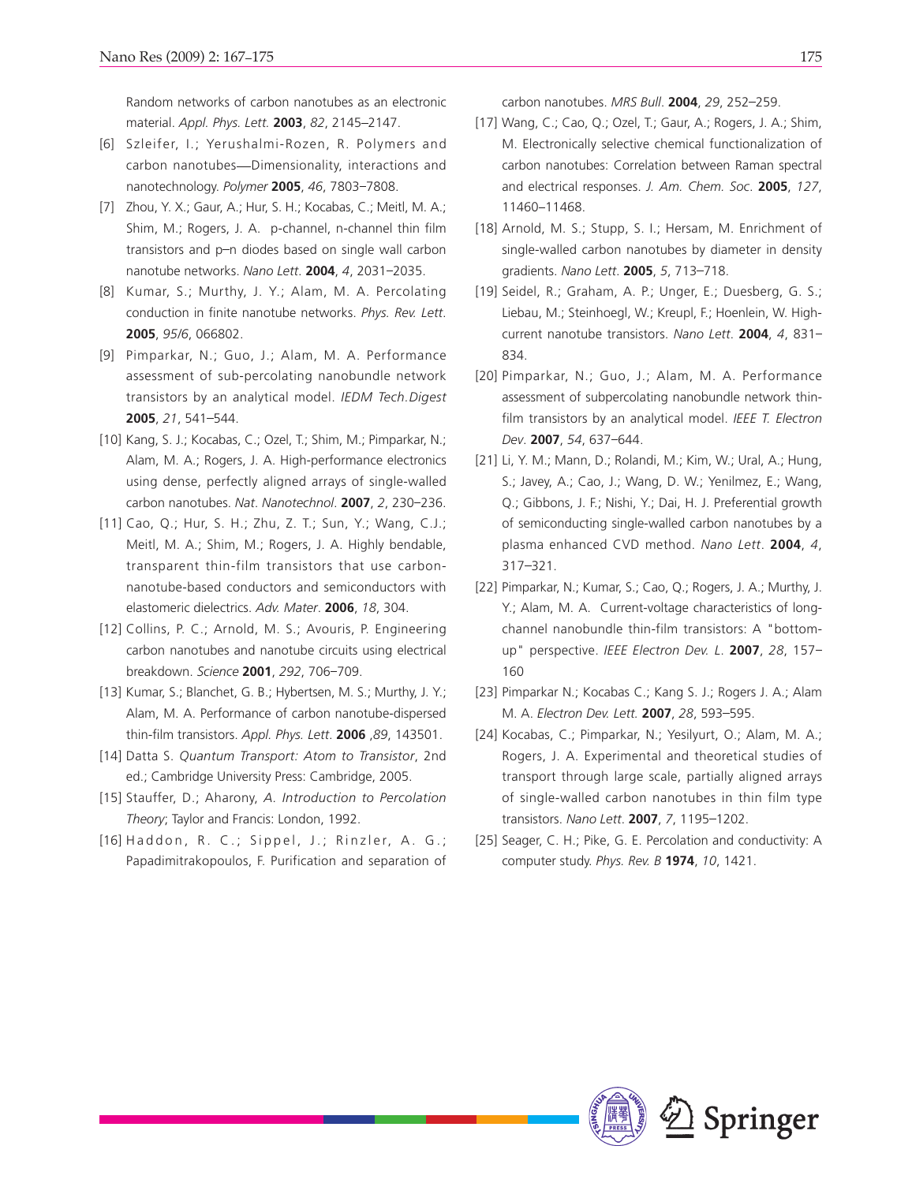Random networks of carbon nanotubes as an electronic material. *Appl. Phys. Lett.* **2003**, *82*, 2145–2147.

[6] Szleifer, I.; Yerushalmi-Rozen, R. Polymers and carbon nanotubes—Dimensionality, interactions and nanotechnology. *Polymer* **2005**, *46*, 7803–7808.

[7] Zhou, Y. X.; Gaur, A.; Hur, S. H.; Kocabas, C.; Meitl, M. A.; Shim, M.; Rogers, J. A. p-channel, n-channel thin film transistors and p–n diodes based on single wall carbon nanotube networks. *Nano Lett.* **2004**, *4*, 2031–2035.

[8] Kumar, S.; Murthy, J. Y.; Alam, M. A. Percolating conduction in finite nanotube networks. *Phys. Rev. Lett*. **2005**, *95/6*, 066802.

[9] Pimparkar, N.; Guo, J.; Alam, M. A. Performance assessment of sub-percolating nanobundle network transistors by an analytical model. *IEDM Tech.Digest* **2005**, *21*, 541–544.

[10] Kang, S. J.; Kocabas, C.; Ozel, T.; Shim, M.; Pimparkar, N.; Alam, M. A.; Rogers, J. A. High-performance electronics using dense, perfectly aligned arrays of single-walled carbon nanotubes. *Nat. Nanotechnol.* **2007**, *2*, 230–236.

[11] Cao, Q.; Hur, S. H.; Zhu, Z. T.; Sun, Y.; Wang, C.J.; Meitl, M. A.; Shim, M.; Rogers, J. A. Highly bendable, transparent thin-film transistors that use carbon-nanotube-based conductors and semiconductors with elastomeric dielectrics. *Adv. Mater*. **2006**, *18*, 304.

[12] Collins, P. C.; Arnold, M. S.; Avouris, P. Engineering carbon nanotubes and nanotube circuits using electrical breakdown. *Science* **2001**, *292*, 706–709.

[13] Kumar, S.; Blanchet, G. B.; Hybertsen, M. S.; Murthy, J. Y.; Alam, M. A. Performance of carbon nanotube-dispersed thin-film transistors. *Appl. Phys. Lett*. **2006** ,*89*, 143501.

[14] Datta S. *Quantum Transport: Atom to Transistor*, 2nd ed.; Cambridge University Press: Cambridge, 2005.

[15] Stauffer, D.; Aharony, *A. Introduction to Percolation Theory*; Taylor and Francis: London, 1992.

[16] Haddon, R. C.; Sippel, J.; Rinzler, A. G.; Papadimitrakopoulos, F. Purification and separation of carbon nanotubes. *MRS Bull*. **2004**, *29*, 252–259.

[17] Wang, C.; Cao, Q.; Ozel, T.; Gaur, A.; Rogers, J. A.; Shim, M. Electronically selective chemical functionalization of carbon nanotubes: Correlation between Raman spectral and electrical responses. *J. Am. Chem. Soc*. **2005**, *127*, 11460–11468.

[18] Arnold, M. S.; Stupp, S. I.; Hersam, M. Enrichment of single-walled carbon nanotubes by diameter in density gradients. *Nano Lett*. **2005**, *5*, 713–718.

[19] Seidel, R.; Graham, A. P.; Unger, E.; Duesberg, G. S.; Liebau, M.; Steinhoegl, W.; Kreupl, F.; Hoenlein, W. High-current nanotube transistors. *Nano Lett*. **2004**, *4*, 831–834.

[20] Pimparkar, N.; Guo, J.; Alam, M. A. Performance assessment of subpercolating nanobundle network thin-film transistors by an analytical model. *IEEE T. Electron Dev*. **2007**, *54*, 637–644.

[21] Li, Y. M.; Mann, D.; Rolandi, M.; Kim, W.; Ural, A.; Hung, S.; Javey, A.; Cao, J.; Wang, D. W.; Yenilmez, E.; Wang, Q.; Gibbons, J. F.; Nishi, Y.; Dai, H. J. Preferential growth of semiconducting single-walled carbon nanotubes by a plasma enhanced CVD method. *Nano Lett*. **2004**, *4*, 317–321.

[22] Pimparkar, N.; Kumar, S.; Cao, Q.; Rogers, J. A.; Murthy, J. Y.; Alam, M. A. Current-voltage characteristics of long-channel nanobundle thin-film transistors: A "bottom-up" perspective. *IEEE Electron Dev. L*. **2007**, *28*, 157–160

[23] Pimparkar N.; Kocabas C.; Kang S. J.; Rogers J. A.; Alam M. A. *Electron Dev. Lett.* **2007**, *28*, 593–595.

[24] Kocabas, C.; Pimparkar, N.; Yesilyurt, O.; Alam, M. A.; Rogers, J. A. Experimental and theoretical studies of transport through large scale, partially aligned arrays of single-walled carbon nanotubes in thin film type transistors. *Nano Lett*. **2007**, *7*, 1195–1202.

[25] Seager, C. H.; Pike, G. E. Percolation and conductivity: A computer study. *Phys. Rev. B* **1974**, *10*, 1421.